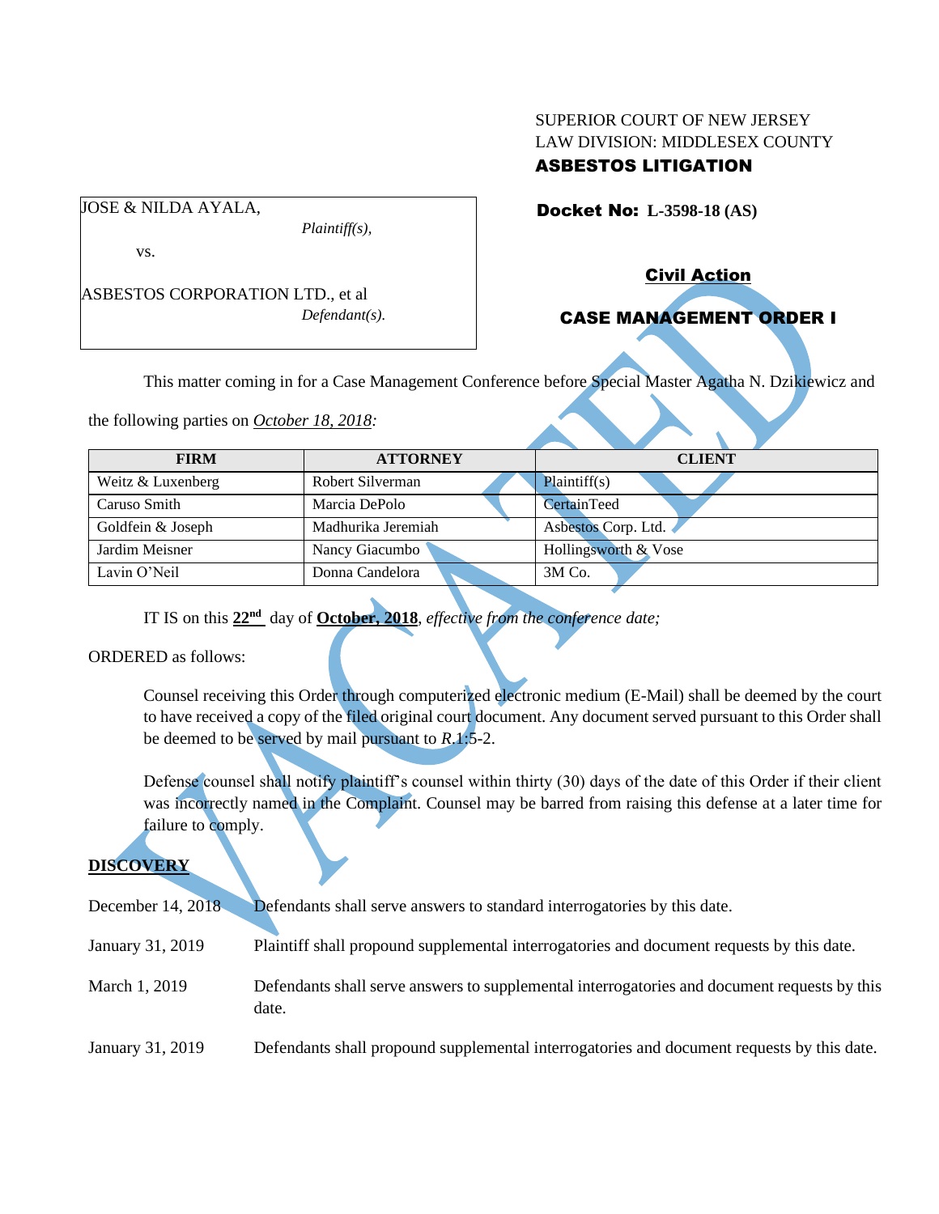SUPERIOR COURT OF NEW JERSEY
LAW DIVISION: MIDDLESEX COUNTY
**ASBESTOS LITIGATION**

| |
|---|
| JOSE & NILDA AYALA, *Plaintiff(s),* vs. ASBESTOS CORPORATION LTD., et al *Defendant(s).* |

**Docket No: L-3598-18 (AS)**

**Civil Action**

**CASE MANAGEMENT ORDER I**

VACATED

This matter coming in for a Case Management Conference before Special Master Agatha N. Dzikiewicz and the following parties on *October 18, 2018:*

| FIRM | ATTORNEY | CLIENT |
|---|---|---|
| Weitz & Luxenberg | Robert Silverman | Plaintiff(s) |
| Caruso Smith | Marcia DePolo | CertainTeed |
| Goldfein & Joseph | Madhurika Jeremiah | Asbestos Corp. Ltd. |
| Jardim Meisner | Nancy Giacumbo | Hollingsworth & Vose |
| Lavin O'Neil | Donna Candelora | 3M Co. |

IT IS on this **22nd** day of **October, 2018**, *effective from the conference date;*

ORDERED as follows:

Counsel receiving this Order through computerized electronic medium (E-Mail) shall be deemed by the court to have received a copy of the filed original court document. Any document served pursuant to this Order shall be deemed to be served by mail pursuant to *R*.1:5-2.

Defense counsel shall notify plaintiff's counsel within thirty (30) days of the date of this Order if their client was incorrectly named in the Complaint. Counsel may be barred from raising this defense at a later time for failure to comply.

**DISCOVERY**

| | |
|---|---|
| December 14, 2018 | Defendants shall serve answers to standard interrogatories by this date. |
| January 31, 2019 | Plaintiff shall propound supplemental interrogatories and document requests by this date. |
| March 1, 2019 | Defendants shall serve answers to supplemental interrogatories and document requests by this date. |
| January 31, 2019 | Defendants shall propound supplemental interrogatories and document requests by this date. |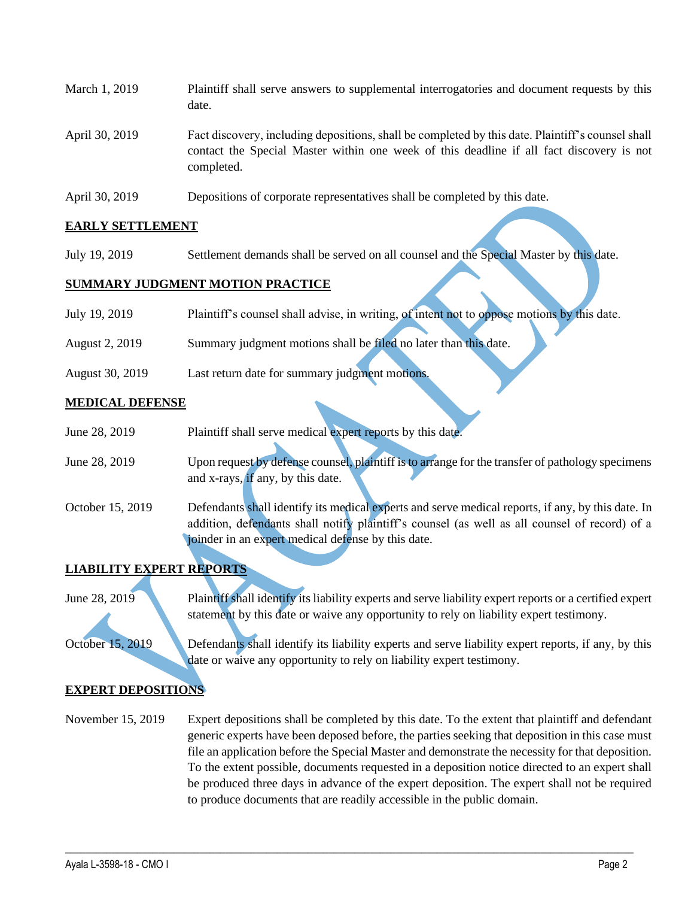| | |
|---|---|
| March 1, 2019 | Plaintiff shall serve answers to supplemental interrogatories and document requests by this date. |
| April 30, 2019 | Fact discovery, including depositions, shall be completed by this date. Plaintiff's counsel shall contact the Special Master within one week of this deadline if all fact discovery is not completed. |
| April 30, 2019 | Depositions of corporate representatives shall be completed by this date. |

**EARLY SETTLEMENT**

| | |
|---|---|
| July 19, 2019 | Settlement demands shall be served on all counsel and the Special Master by this date. |

**SUMMARY JUDGMENT MOTION PRACTICE**

| | |
|---|---|
| July 19, 2019 | Plaintiff's counsel shall advise, in writing, of intent not to oppose motions by this date. |
| August 2, 2019 | Summary judgment motions shall be filed no later than this date. |
| August 30, 2019 | Last return date for summary judgment motions. |

**MEDICAL DEFENSE**

| | |
|---|---|
| June 28, 2019 | Plaintiff shall serve medical expert reports by this date. |
| June 28, 2019 | Upon request by defense counsel, plaintiff is to arrange for the transfer of pathology specimens and x-rays, if any, by this date. |
| October 15, 2019 | Defendants shall identify its medical experts and serve medical reports, if any, by this date. In addition, defendants shall notify plaintiff's counsel (as well as all counsel of record) of a joinder in an expert medical defense by this date. |

**LIABILITY EXPERT REPORTS**

| | |
|---|---|
| June 28, 2019 | Plaintiff shall identify its liability experts and serve liability expert reports or a certified expert statement by this date or waive any opportunity to rely on liability expert testimony. |
| October 15, 2019 | Defendants shall identify its liability experts and serve liability expert reports, if any, by this date or waive any opportunity to rely on liability expert testimony. |

**EXPERT DEPOSITIONS**

| | |
|---|---|
| November 15, 2019 | Expert depositions shall be completed by this date. To the extent that plaintiff and defendant generic experts have been deposed before, the parties seeking that deposition in this case must file an application before the Special Master and demonstrate the necessity for that deposition. To the extent possible, documents requested in a deposition notice directed to an expert shall be produced three days in advance of the expert deposition. The expert shall not be required to produce documents that are readily accessible in the public domain. |

VACATED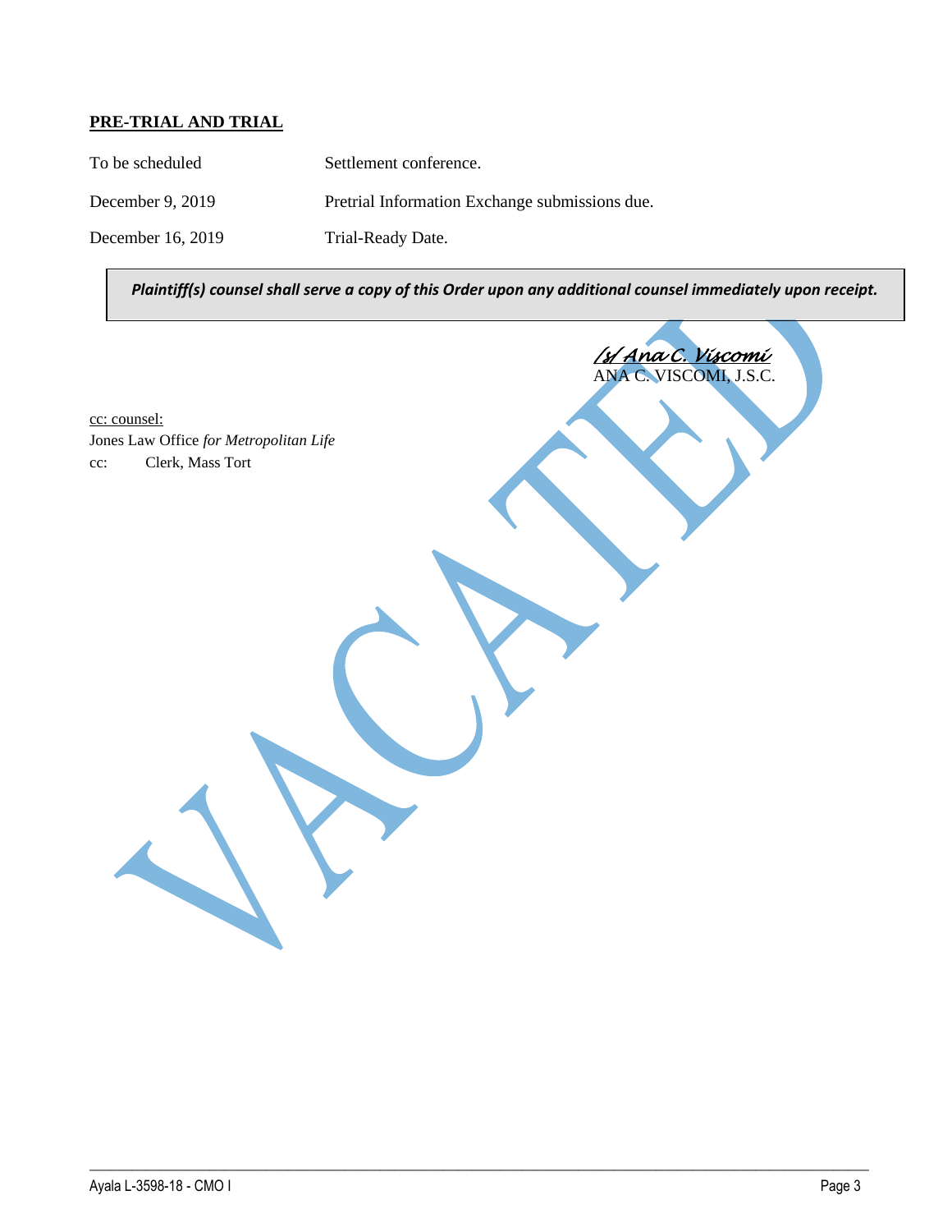**PRE-TRIAL AND TRIAL**

| | |
|---|---|
| To be scheduled | Settlement conference. |
| December 9, 2019 | Pretrial Information Exchange submissions due. |
| December 16, 2019 | Trial-Ready Date. |

***Plaintiff(s) counsel shall serve a copy of this Order upon any additional counsel immediately upon receipt.***

/s/ Ana C. Viscomi
ANA C. VISCOMI, J.S.C.

VACATED

cc: counsel:
Jones Law Office *for Metropolitan Life*
cc: Clerk, Mass Tort